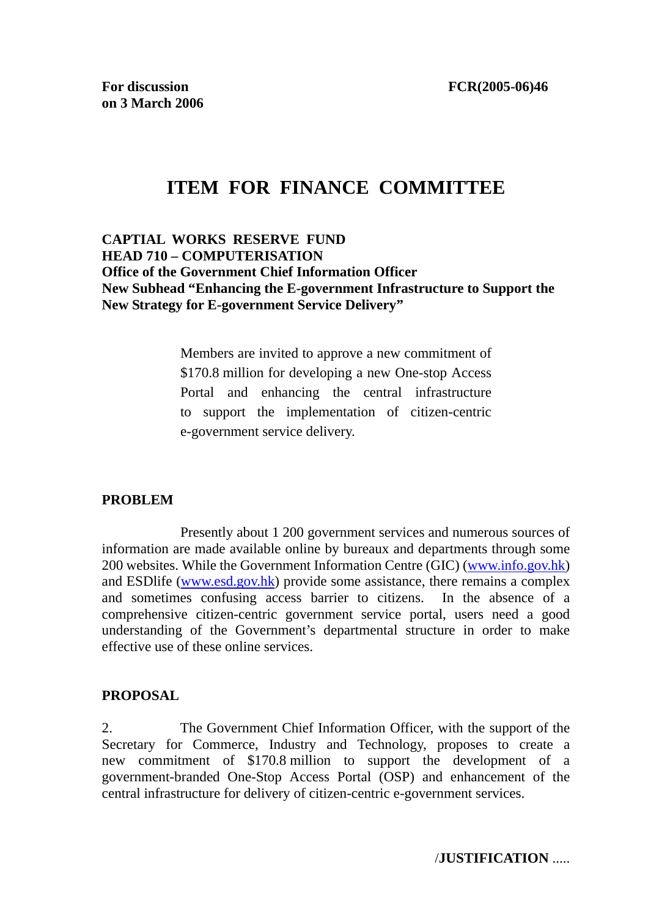**For discussion on 3 March 2006** FCR(2005-06)46

# ITEM FOR FINANCE COMMITTEE

**CAPTIAL WORKS RESERVE FUND**
**HEAD 710 – COMPUTERISATION**
**Office of the Government Chief Information Officer**
**New Subhead "Enhancing the E-government Infrastructure to Support the New Strategy for E-government Service Delivery"**

> Members are invited to approve a new commitment of \$170.8 million for developing a new One-stop Access Portal and enhancing the central infrastructure to support the implementation of citizen-centric e-government service delivery.

## PROBLEM

Presently about 1 200 government services and numerous sources of information are made available online by bureaux and departments through some 200 websites. While the Government Information Centre (GIC) (www.info.gov.hk) and ESDlife (www.esd.gov.hk) provide some assistance, there remains a complex and sometimes confusing access barrier to citizens. In the absence of a comprehensive citizen-centric government service portal, users need a good understanding of the Government's departmental structure in order to make effective use of these online services.

## PROPOSAL

2. The Government Chief Information Officer, with the support of the Secretary for Commerce, Industry and Technology, proposes to create a new commitment of \$170.8 million to support the development of a government-branded One-Stop Access Portal (OSP) and enhancement of the central infrastructure for delivery of citizen-centric e-government services.

/**JUSTIFICATION** .....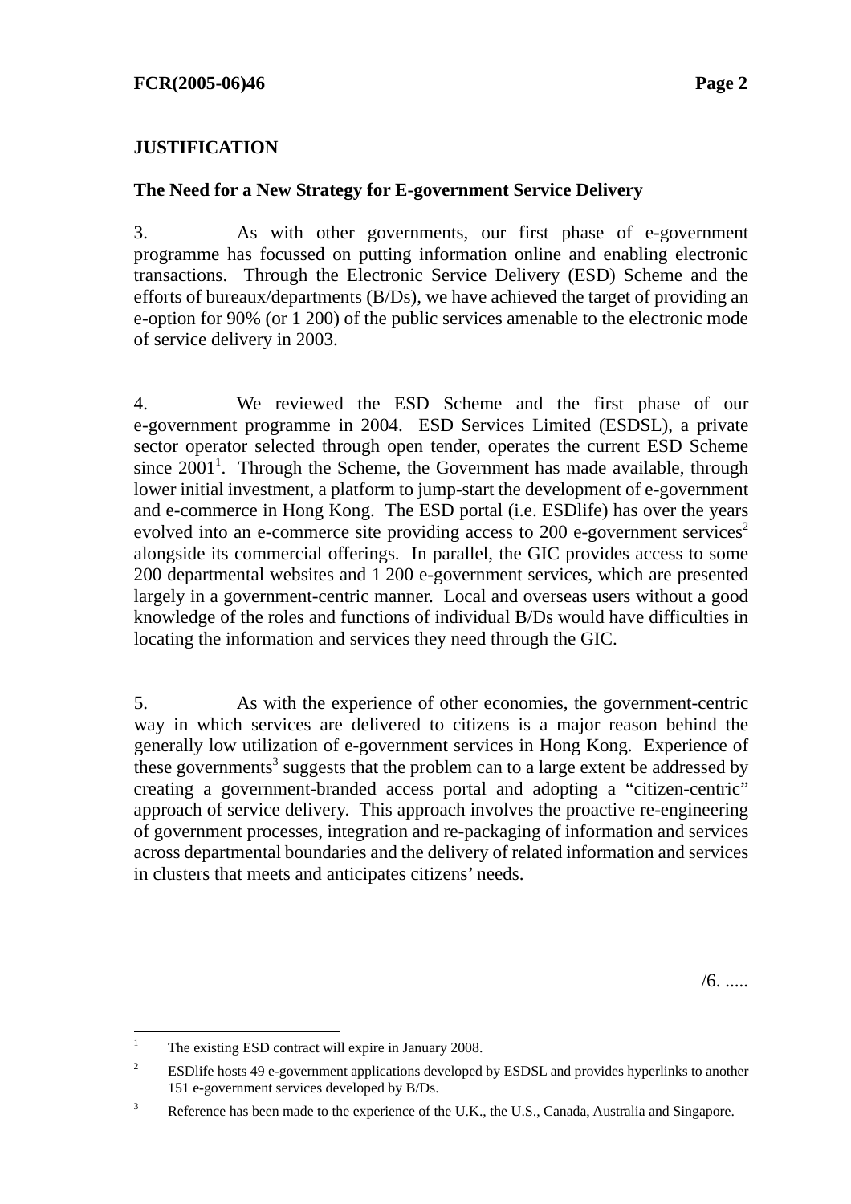## JUSTIFICATION

### The Need for a New Strategy for E-government Service Delivery

3. As with other governments, our first phase of e-government programme has focussed on putting information online and enabling electronic transactions. Through the Electronic Service Delivery (ESD) Scheme and the efforts of bureaux/departments (B/Ds), we have achieved the target of providing an e-option for 90% (or 1 200) of the public services amenable to the electronic mode of service delivery in 2003.

4. We reviewed the ESD Scheme and the first phase of our e-government programme in 2004. ESD Services Limited (ESDSL), a private sector operator selected through open tender, operates the current ESD Scheme since 2001[1]. Through the Scheme, the Government has made available, through lower initial investment, a platform to jump-start the development of e-government and e-commerce in Hong Kong. The ESD portal (i.e. ESDlife) has over the years evolved into an e-commerce site providing access to 200 e-government services[2] alongside its commercial offerings. In parallel, the GIC provides access to some 200 departmental websites and 1 200 e-government services, which are presented largely in a government-centric manner. Local and overseas users without a good knowledge of the roles and functions of individual B/Ds would have difficulties in locating the information and services they need through the GIC.

5. As with the experience of other economies, the government-centric way in which services are delivered to citizens is a major reason behind the generally low utilization of e-government services in Hong Kong. Experience of these governments[3] suggests that the problem can to a large extent be addressed by creating a government-branded access portal and adopting a "citizen-centric" approach of service delivery. This approach involves the proactive re-engineering of government processes, integration and re-packaging of information and services across departmental boundaries and the delivery of related information and services in clusters that meets and anticipates citizens' needs.

/6. .....

---

[1] The existing ESD contract will expire in January 2008.

[2] ESDlife hosts 49 e-government applications developed by ESDSL and provides hyperlinks to another 151 e-government services developed by B/Ds.

[3] Reference has been made to the experience of the U.K., the U.S., Canada, Australia and Singapore.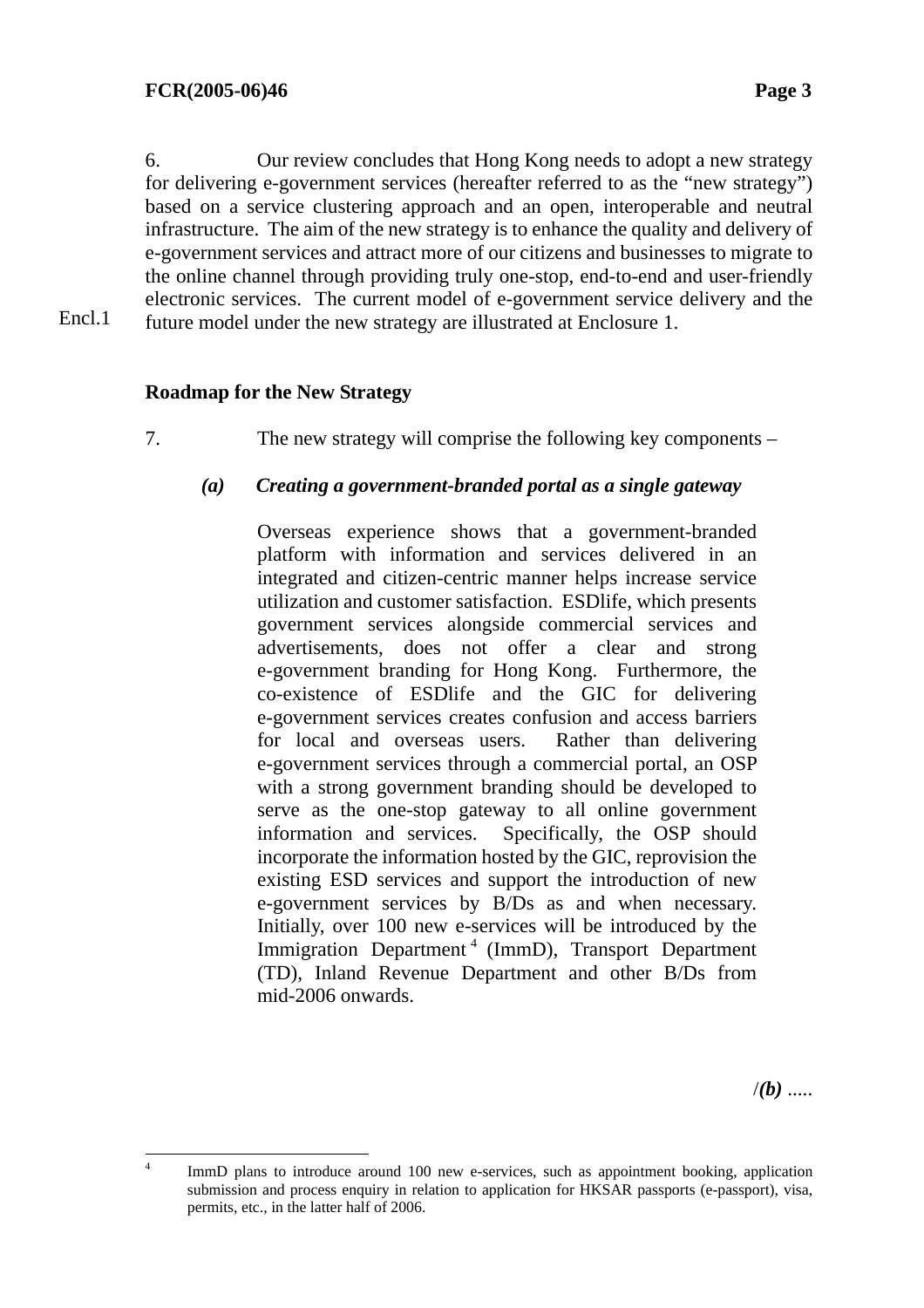6. Our review concludes that Hong Kong needs to adopt a new strategy for delivering e-government services (hereafter referred to as the "new strategy") based on a service clustering approach and an open, interoperable and neutral infrastructure. The aim of the new strategy is to enhance the quality and delivery of e-government services and attract more of our citizens and businesses to migrate to the online channel through providing truly one-stop, end-to-end and user-friendly electronic services. The current model of e-government service delivery and the future model under the new strategy are illustrated at Enclosure 1.

Encl.1

**Roadmap for the New Strategy**

7. The new strategy will comprise the following key components –

***(a) Creating a government-branded portal as a single gateway***

Overseas experience shows that a government-branded platform with information and services delivered in an integrated and citizen-centric manner helps increase service utilization and customer satisfaction. ESDlife, which presents government services alongside commercial services and advertisements, does not offer a clear and strong e-government branding for Hong Kong. Furthermore, the co-existence of ESDlife and the GIC for delivering e-government services creates confusion and access barriers for local and overseas users. Rather than delivering e-government services through a commercial portal, an OSP with a strong government branding should be developed to serve as the one-stop gateway to all online government information and services. Specifically, the OSP should incorporate the information hosted by the GIC, reprovision the existing ESD services and support the introduction of new e-government services by B/Ds as and when necessary. Initially, over 100 new e-services will be introduced by the Immigration Department [4] (ImmD), Transport Department (TD), Inland Revenue Department and other B/Ds from mid-2006 onwards.

/***(b)*** .....

---

[4] ImmD plans to introduce around 100 new e-services, such as appointment booking, application submission and process enquiry in relation to application for HKSAR passports (e-passport), visa, permits, etc., in the latter half of 2006.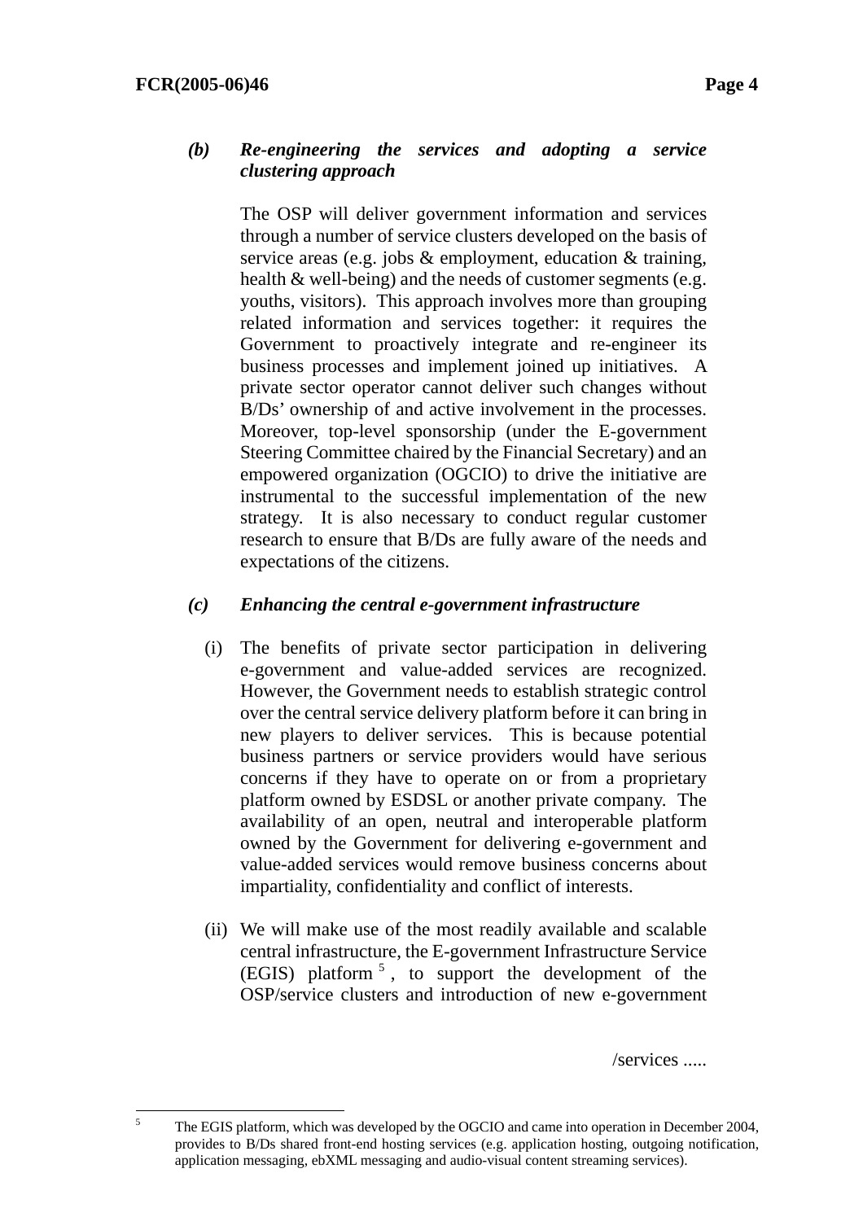*(b)* ***Re-engineering the services and adopting a service clustering approach***

The OSP will deliver government information and services through a number of service clusters developed on the basis of service areas (e.g. jobs & employment, education & training, health & well-being) and the needs of customer segments (e.g. youths, visitors). This approach involves more than grouping related information and services together: it requires the Government to proactively integrate and re-engineer its business processes and implement joined up initiatives. A private sector operator cannot deliver such changes without B/Ds' ownership of and active involvement in the processes. Moreover, top-level sponsorship (under the E-government Steering Committee chaired by the Financial Secretary) and an empowered organization (OGCIO) to drive the initiative are instrumental to the successful implementation of the new strategy. It is also necessary to conduct regular customer research to ensure that B/Ds are fully aware of the needs and expectations of the citizens.

*(c)* ***Enhancing the central e-government infrastructure***

(i) The benefits of private sector participation in delivering e-government and value-added services are recognized. However, the Government needs to establish strategic control over the central service delivery platform before it can bring in new players to deliver services. This is because potential business partners or service providers would have serious concerns if they have to operate on or from a proprietary platform owned by ESDSL or another private company. The availability of an open, neutral and interoperable platform owned by the Government for delivering e-government and value-added services would remove business concerns about impartiality, confidentiality and conflict of interests.

(ii) We will make use of the most readily available and scalable central infrastructure, the E-government Infrastructure Service (EGIS) platform[5], to support the development of the OSP/service clusters and introduction of new e-government

/services .....

---

[5] The EGIS platform, which was developed by the OGCIO and came into operation in December 2004, provides to B/Ds shared front-end hosting services (e.g. application hosting, outgoing notification, application messaging, ebXML messaging and audio-visual content streaming services).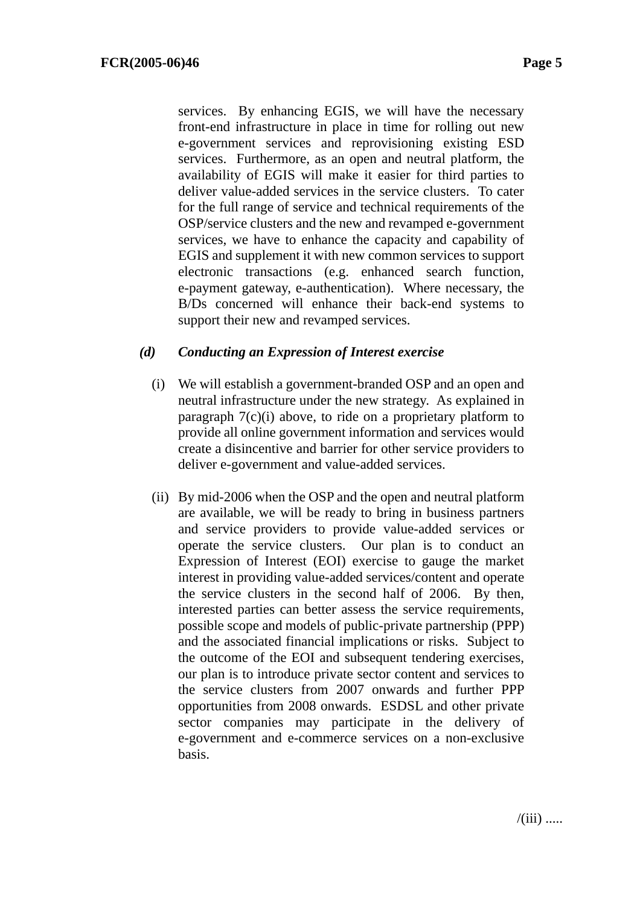services. By enhancing EGIS, we will have the necessary front-end infrastructure in place in time for rolling out new e-government services and reprovisioning existing ESD services. Furthermore, as an open and neutral platform, the availability of EGIS will make it easier for third parties to deliver value-added services in the service clusters. To cater for the full range of service and technical requirements of the OSP/service clusters and the new and revamped e-government services, we have to enhance the capacity and capability of EGIS and supplement it with new common services to support electronic transactions (e.g. enhanced search function, e-payment gateway, e-authentication). Where necessary, the B/Ds concerned will enhance their back-end systems to support their new and revamped services.

***(d) Conducting an Expression of Interest exercise***

(i) We will establish a government-branded OSP and an open and neutral infrastructure under the new strategy. As explained in paragraph 7(c)(i) above, to ride on a proprietary platform to provide all online government information and services would create a disincentive and barrier for other service providers to deliver e-government and value-added services.

(ii) By mid-2006 when the OSP and the open and neutral platform are available, we will be ready to bring in business partners and service providers to provide value-added services or operate the service clusters. Our plan is to conduct an Expression of Interest (EOI) exercise to gauge the market interest in providing value-added services/content and operate the service clusters in the second half of 2006. By then, interested parties can better assess the service requirements, possible scope and models of public-private partnership (PPP) and the associated financial implications or risks. Subject to the outcome of the EOI and subsequent tendering exercises, our plan is to introduce private sector content and services to the service clusters from 2007 onwards and further PPP opportunities from 2008 onwards. ESDSL and other private sector companies may participate in the delivery of e-government and e-commerce services on a non-exclusive basis.

/(iii) .....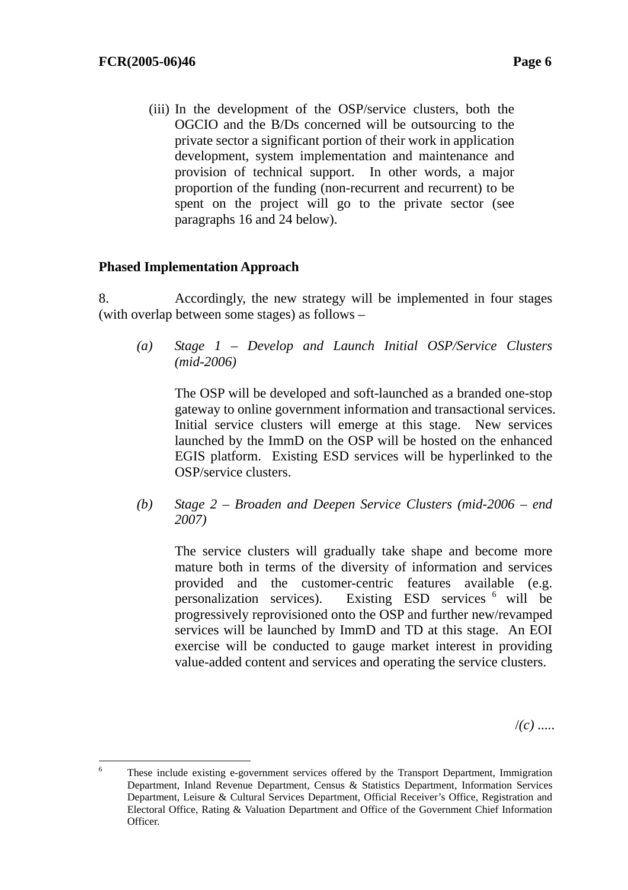(iii) In the development of the OSP/service clusters, both the OGCIO and the B/Ds concerned will be outsourcing to the private sector a significant portion of their work in application development, system implementation and maintenance and provision of technical support. In other words, a major proportion of the funding (non-recurrent and recurrent) to be spent on the project will go to the private sector (see paragraphs 16 and 24 below).

**Phased Implementation Approach**

8. Accordingly, the new strategy will be implemented in four stages (with overlap between some stages) as follows –

*(a) Stage 1 – Develop and Launch Initial OSP/Service Clusters (mid-2006)*

The OSP will be developed and soft-launched as a branded one-stop gateway to online government information and transactional services. Initial service clusters will emerge at this stage. New services launched by the ImmD on the OSP will be hosted on the enhanced EGIS platform. Existing ESD services will be hyperlinked to the OSP/service clusters.

*(b) Stage 2 – Broaden and Deepen Service Clusters (mid-2006 – end 2007)*

The service clusters will gradually take shape and become more mature both in terms of the diversity of information and services provided and the customer-centric features available (e.g. personalization services). Existing ESD services [6] will be progressively reprovisioned onto the OSP and further new/revamped services will be launched by ImmD and TD at this stage. An EOI exercise will be conducted to gauge market interest in providing value-added content and services and operating the service clusters.

/(c) .....

---

[6] These include existing e-government services offered by the Transport Department, Immigration Department, Inland Revenue Department, Census & Statistics Department, Information Services Department, Leisure & Cultural Services Department, Official Receiver's Office, Registration and Electoral Office, Rating & Valuation Department and Office of the Government Chief Information Officer.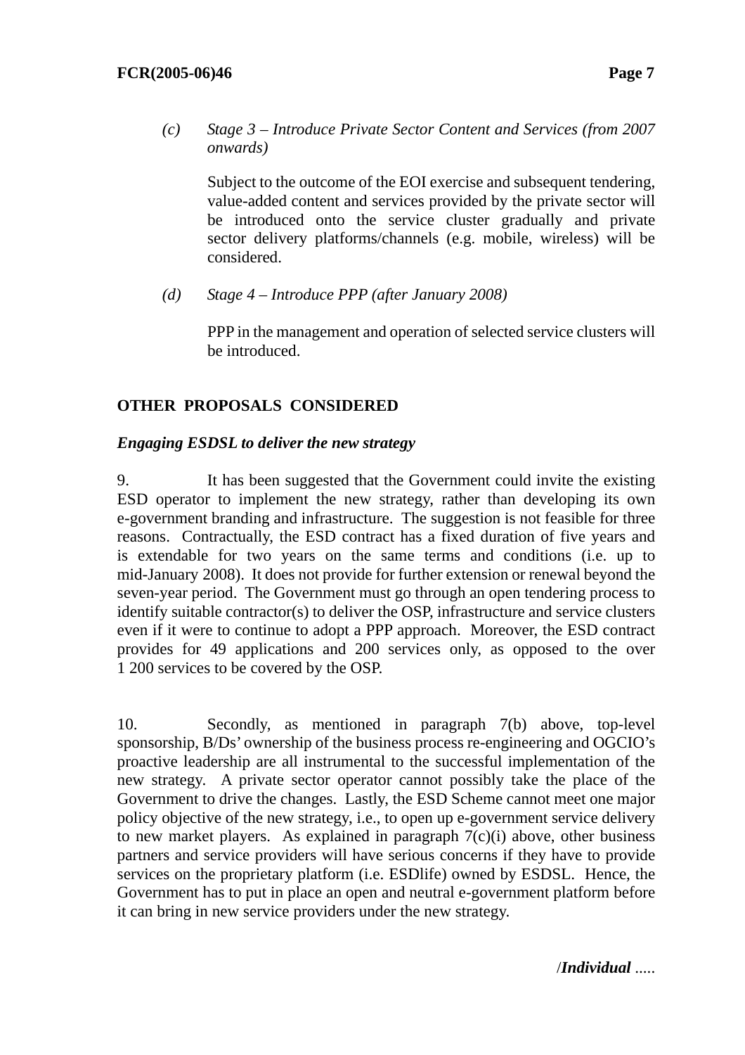*(c)* *Stage 3 – Introduce Private Sector Content and Services (from 2007 onwards)*

Subject to the outcome of the EOI exercise and subsequent tendering, value-added content and services provided by the private sector will be introduced onto the service cluster gradually and private sector delivery platforms/channels (e.g. mobile, wireless) will be considered.

*(d)* *Stage 4 – Introduce PPP (after January 2008)*

PPP in the management and operation of selected service clusters will be introduced.

## OTHER PROPOSALS CONSIDERED

***Engaging ESDSL to deliver the new strategy***

9. It has been suggested that the Government could invite the existing ESD operator to implement the new strategy, rather than developing its own e-government branding and infrastructure. The suggestion is not feasible for three reasons. Contractually, the ESD contract has a fixed duration of five years and is extendable for two years on the same terms and conditions (i.e. up to mid-January 2008). It does not provide for further extension or renewal beyond the seven-year period. The Government must go through an open tendering process to identify suitable contractor(s) to deliver the OSP, infrastructure and service clusters even if it were to continue to adopt a PPP approach. Moreover, the ESD contract provides for 49 applications and 200 services only, as opposed to the over 1 200 services to be covered by the OSP.

10. Secondly, as mentioned in paragraph 7(b) above, top-level sponsorship, B/Ds' ownership of the business process re-engineering and OGCIO's proactive leadership are all instrumental to the successful implementation of the new strategy. A private sector operator cannot possibly take the place of the Government to drive the changes. Lastly, the ESD Scheme cannot meet one major policy objective of the new strategy, i.e., to open up e-government service delivery to new market players. As explained in paragraph 7(c)(i) above, other business partners and service providers will have serious concerns if they have to provide services on the proprietary platform (i.e. ESDlife) owned by ESDSL. Hence, the Government has to put in place an open and neutral e-government platform before it can bring in new service providers under the new strategy.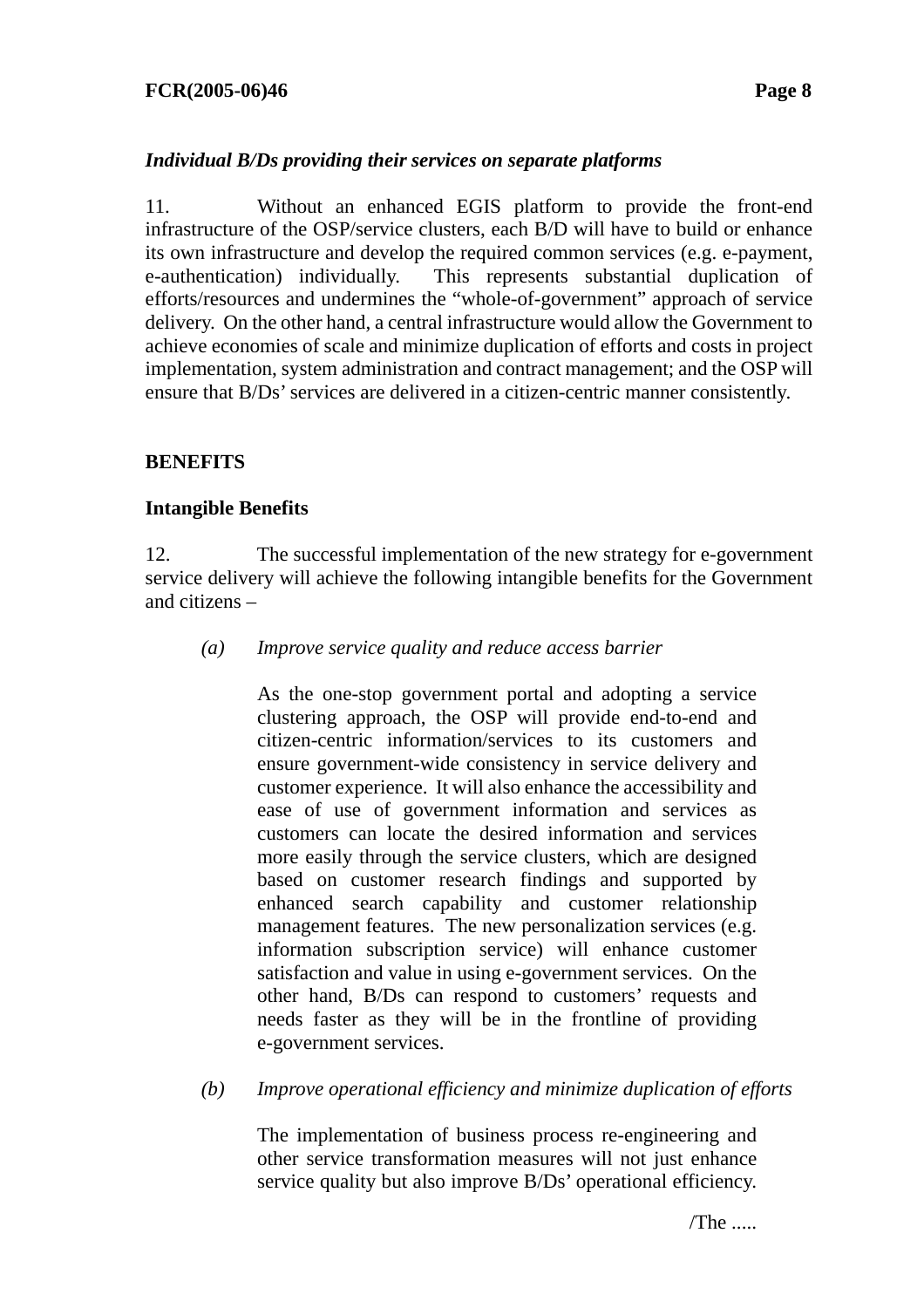*Individual B/Ds providing their services on separate platforms*

11. Without an enhanced EGIS platform to provide the front-end infrastructure of the OSP/service clusters, each B/D will have to build or enhance its own infrastructure and develop the required common services (e.g. e-payment, e-authentication) individually. This represents substantial duplication of efforts/resources and undermines the "whole-of-government" approach of service delivery. On the other hand, a central infrastructure would allow the Government to achieve economies of scale and minimize duplication of efforts and costs in project implementation, system administration and contract management; and the OSP will ensure that B/Ds' services are delivered in a citizen-centric manner consistently.

**BENEFITS**

**Intangible Benefits**

12. The successful implementation of the new strategy for e-government service delivery will achieve the following intangible benefits for the Government and citizens –

*(a) Improve service quality and reduce access barrier*

As the one-stop government portal and adopting a service clustering approach, the OSP will provide end-to-end and citizen-centric information/services to its customers and ensure government-wide consistency in service delivery and customer experience. It will also enhance the accessibility and ease of use of government information and services as customers can locate the desired information and services more easily through the service clusters, which are designed based on customer research findings and supported by enhanced search capability and customer relationship management features. The new personalization services (e.g. information subscription service) will enhance customer satisfaction and value in using e-government services. On the other hand, B/Ds can respond to customers' requests and needs faster as they will be in the frontline of providing e-government services.

*(b) Improve operational efficiency and minimize duplication of efforts*

The implementation of business process re-engineering and other service transformation measures will not just enhance service quality but also improve B/Ds' operational efficiency.

/The .....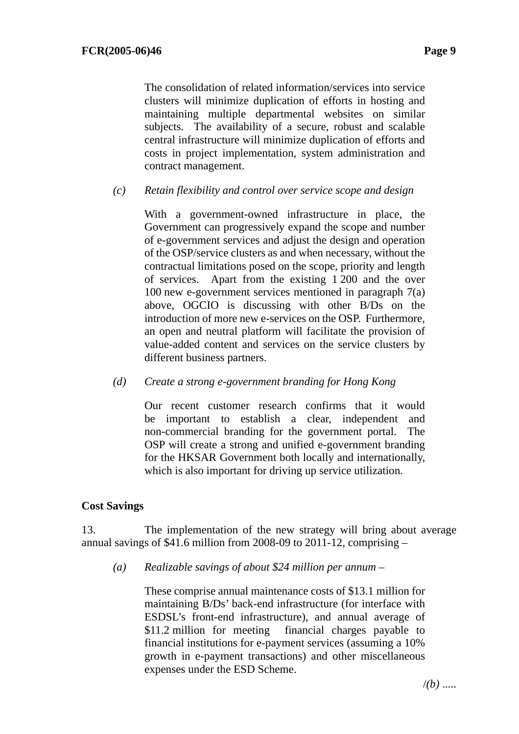The consolidation of related information/services into service clusters will minimize duplication of efforts in hosting and maintaining multiple departmental websites on similar subjects. The availability of a secure, robust and scalable central infrastructure will minimize duplication of efforts and costs in project implementation, system administration and contract management.

*(c)* *Retain flexibility and control over service scope and design*

With a government-owned infrastructure in place, the Government can progressively expand the scope and number of e-government services and adjust the design and operation of the OSP/service clusters as and when necessary, without the contractual limitations posed on the scope, priority and length of services. Apart from the existing 1 200 and the over 100 new e-government services mentioned in paragraph 7(a) above, OGCIO is discussing with other B/Ds on the introduction of more new e-services on the OSP. Furthermore, an open and neutral platform will facilitate the provision of value-added content and services on the service clusters by different business partners.

*(d)* *Create a strong e-government branding for Hong Kong*

Our recent customer research confirms that it would be important to establish a clear, independent and non-commercial branding for the government portal. The OSP will create a strong and unified e-government branding for the HKSAR Government both locally and internationally, which is also important for driving up service utilization.

**Cost Savings**

13. The implementation of the new strategy will bring about average annual savings of $41.6 million from 2008-09 to 2011-12, comprising –

*(a)* *Realizable savings of about $24 million per annum –*

These comprise annual maintenance costs of $13.1 million for maintaining B/Ds' back-end infrastructure (for interface with ESDSL's front-end infrastructure), and annual average of $11.2 million for meeting financial charges payable to financial institutions for e-payment services (assuming a 10% growth in e-payment transactions) and other miscellaneous expenses under the ESD Scheme.

/*(b)* .....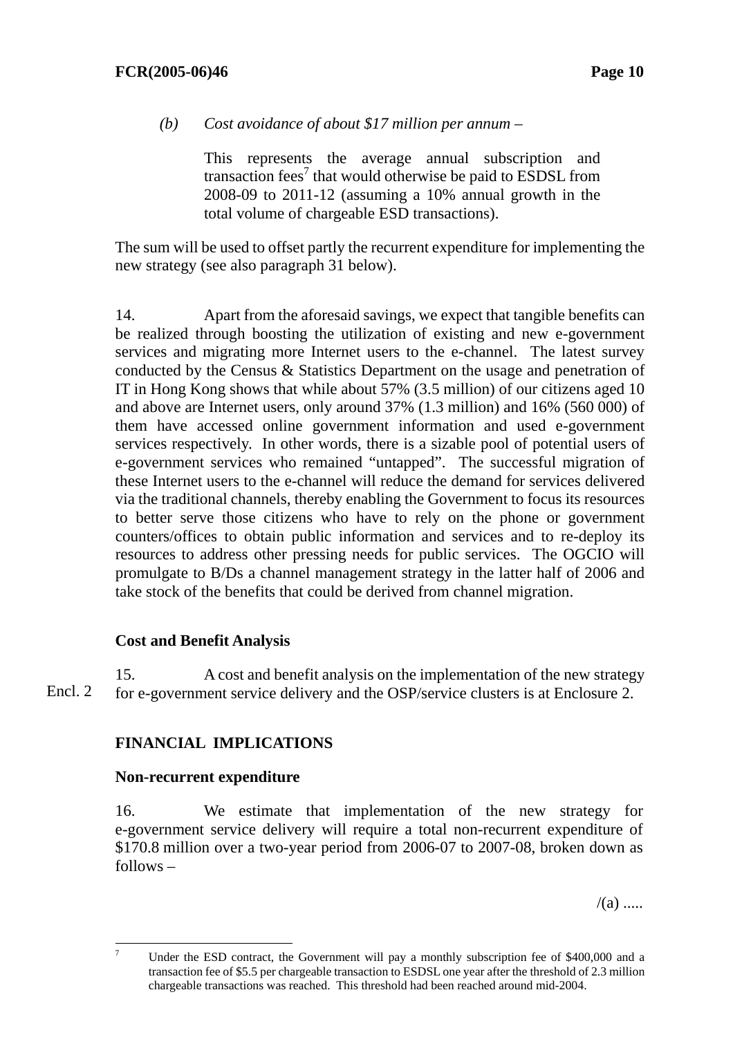*(b) Cost avoidance of about $17 million per annum –*

This represents the average annual subscription and transaction fees[7] that would otherwise be paid to ESDSL from 2008-09 to 2011-12 (assuming a 10% annual growth in the total volume of chargeable ESD transactions).

The sum will be used to offset partly the recurrent expenditure for implementing the new strategy (see also paragraph 31 below).

14. Apart from the aforesaid savings, we expect that tangible benefits can be realized through boosting the utilization of existing and new e-government services and migrating more Internet users to the e-channel. The latest survey conducted by the Census & Statistics Department on the usage and penetration of IT in Hong Kong shows that while about 57% (3.5 million) of our citizens aged 10 and above are Internet users, only around 37% (1.3 million) and 16% (560 000) of them have accessed online government information and used e-government services respectively. In other words, there is a sizable pool of potential users of e-government services who remained "untapped". The successful migration of these Internet users to the e-channel will reduce the demand for services delivered via the traditional channels, thereby enabling the Government to focus its resources to better serve those citizens who have to rely on the phone or government counters/offices to obtain public information and services and to re-deploy its resources to address other pressing needs for public services. The OGCIO will promulgate to B/Ds a channel management strategy in the latter half of 2006 and take stock of the benefits that could be derived from channel migration.

**Cost and Benefit Analysis**

Encl. 2

15. A cost and benefit analysis on the implementation of the new strategy for e-government service delivery and the OSP/service clusters is at Enclosure 2.

## FINANCIAL IMPLICATIONS

**Non-recurrent expenditure**

16. We estimate that implementation of the new strategy for e-government service delivery will require a total non-recurrent expenditure of $170.8 million over a two-year period from 2006-07 to 2007-08, broken down as follows –

/(a) .....

---

[7] Under the ESD contract, the Government will pay a monthly subscription fee of $400,000 and a transaction fee of $5.5 per chargeable transaction to ESDSL one year after the threshold of 2.3 million chargeable transactions was reached. This threshold had been reached around mid-2004.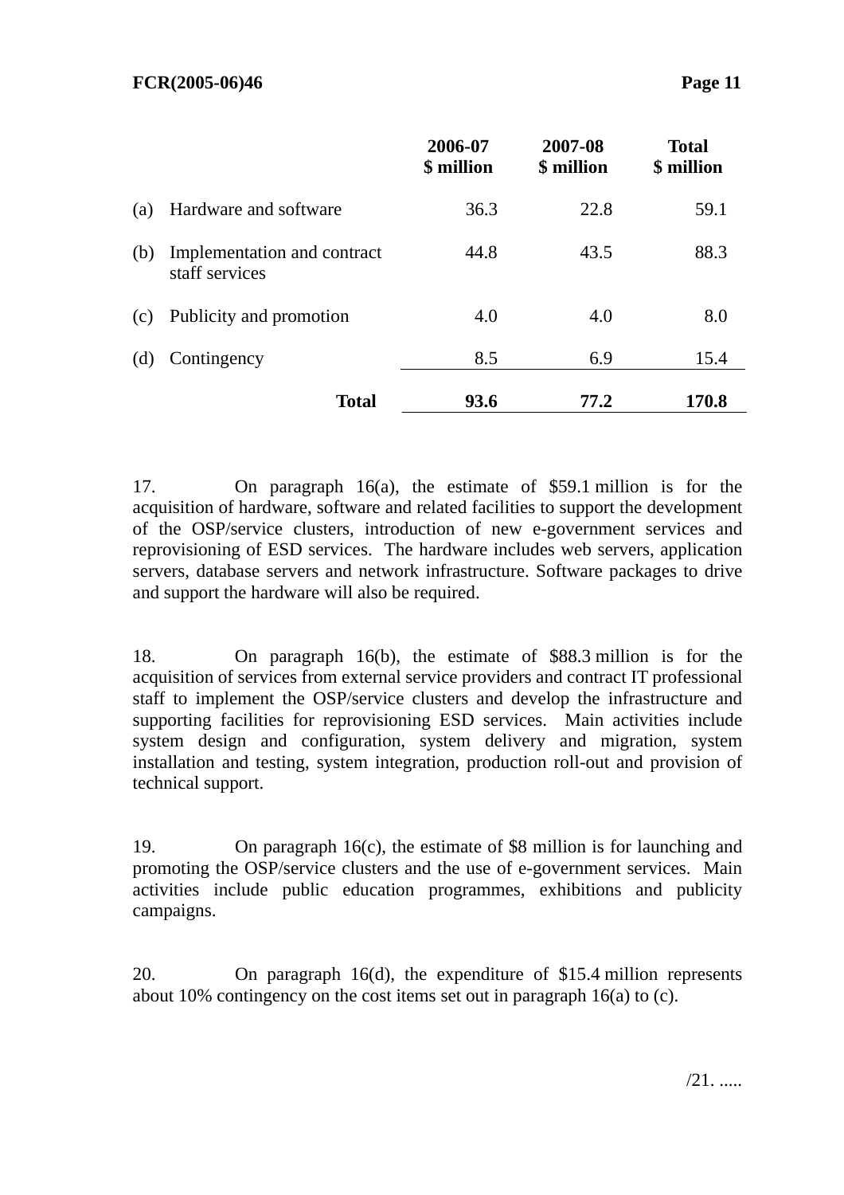| | | 2006-07 $ million | 2007-08 $ million | Total $ million |
|---|---|---|---|---|
| (a) | Hardware and software | 36.3 | 22.8 | 59.1 |
| (b) | Implementation and contract staff services | 44.8 | 43.5 | 88.3 |
| (c) | Publicity and promotion | 4.0 | 4.0 | 8.0 |
| (d) | Contingency | 8.5 | 6.9 | 15.4 |
| | **Total** | **93.6** | **77.2** | **170.8** |

17. On paragraph 16(a), the estimate of $59.1 million is for the acquisition of hardware, software and related facilities to support the development of the OSP/service clusters, introduction of new e-government services and reprovisioning of ESD services. The hardware includes web servers, application servers, database servers and network infrastructure. Software packages to drive and support the hardware will also be required.

18. On paragraph 16(b), the estimate of $88.3 million is for the acquisition of services from external service providers and contract IT professional staff to implement the OSP/service clusters and develop the infrastructure and supporting facilities for reprovisioning ESD services. Main activities include system design and configuration, system delivery and migration, system installation and testing, system integration, production roll-out and provision of technical support.

19. On paragraph 16(c), the estimate of $8 million is for launching and promoting the OSP/service clusters and the use of e-government services. Main activities include public education programmes, exhibitions and publicity campaigns.

20. On paragraph 16(d), the expenditure of $15.4 million represents about 10% contingency on the cost items set out in paragraph 16(a) to (c).

/21. .....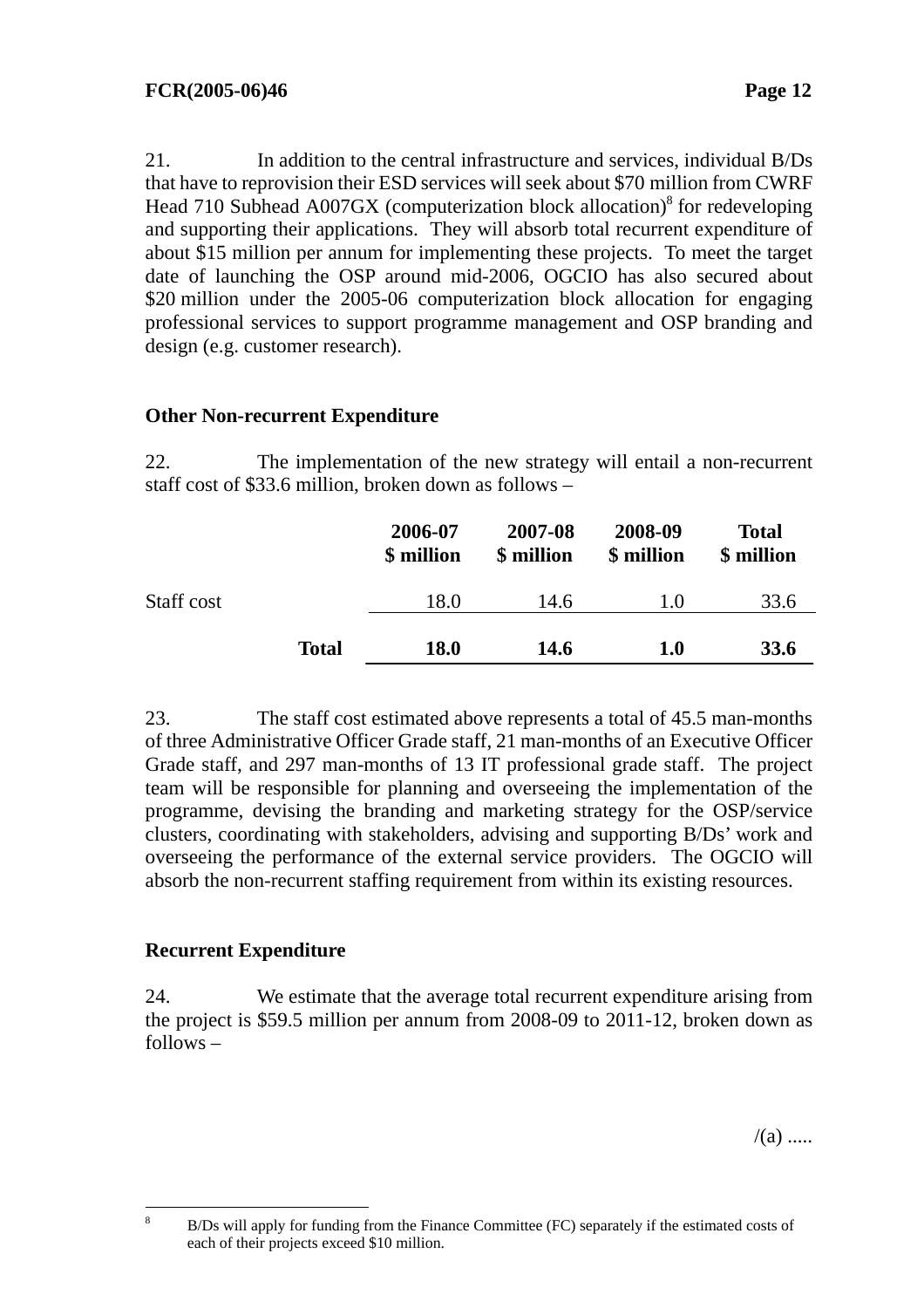21. In addition to the central infrastructure and services, individual B/Ds that have to reprovision their ESD services will seek about $70 million from CWRF Head 710 Subhead A007GX (computerization block allocation)[8] for redeveloping and supporting their applications. They will absorb total recurrent expenditure of about $15 million per annum for implementing these projects. To meet the target date of launching the OSP around mid-2006, OGCIO has also secured about $20 million under the 2005-06 computerization block allocation for engaging professional services to support programme management and OSP branding and design (e.g. customer research).

**Other Non-recurrent Expenditure**

22. The implementation of the new strategy will entail a non-recurrent staff cost of $33.6 million, broken down as follows –

| | 2006-07 $ million | 2007-08 $ million | 2008-09 $ million | Total $ million |
|---|---|---|---|---|
| Staff cost | 18.0 | 14.6 | 1.0 | 33.6 |
| **Total** | **18.0** | **14.6** | **1.0** | **33.6** |

23. The staff cost estimated above represents a total of 45.5 man-months of three Administrative Officer Grade staff, 21 man-months of an Executive Officer Grade staff, and 297 man-months of 13 IT professional grade staff. The project team will be responsible for planning and overseeing the implementation of the programme, devising the branding and marketing strategy for the OSP/service clusters, coordinating with stakeholders, advising and supporting B/Ds' work and overseeing the performance of the external service providers. The OGCIO will absorb the non-recurrent staffing requirement from within its existing resources.

**Recurrent Expenditure**

24. We estimate that the average total recurrent expenditure arising from the project is $59.5 million per annum from 2008-09 to 2011-12, broken down as follows –

/(a) .....

[8] B/Ds will apply for funding from the Finance Committee (FC) separately if the estimated costs of each of their projects exceed $10 million.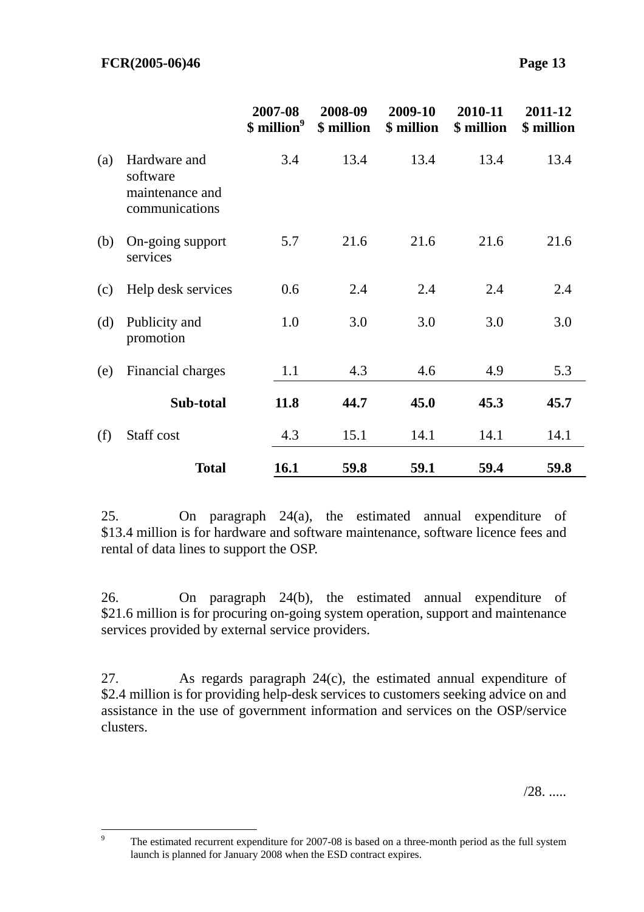| | | 2007-08 $ million[9] | 2008-09 $ million | 2009-10 $ million | 2010-11 $ million | 2011-12 $ million |
|---|---|---|---|---|---|---|
| (a) | Hardware and software maintenance and communications | 3.4 | 13.4 | 13.4 | 13.4 | 13.4 |
| (b) | On-going support services | 5.7 | 21.6 | 21.6 | 21.6 | 21.6 |
| (c) | Help desk services | 0.6 | 2.4 | 2.4 | 2.4 | 2.4 |
| (d) | Publicity and promotion | 1.0 | 3.0 | 3.0 | 3.0 | 3.0 |
| (e) | Financial charges | 1.1 | 4.3 | 4.6 | 4.9 | 5.3 |
| | **Sub-total** | **11.8** | **44.7** | **45.0** | **45.3** | **45.7** |
| (f) | Staff cost | 4.3 | 15.1 | 14.1 | 14.1 | 14.1 |
| | **Total** | **16.1** | **59.8** | **59.1** | **59.4** | **59.8** |

25. On paragraph 24(a), the estimated annual expenditure of $13.4 million is for hardware and software maintenance, software licence fees and rental of data lines to support the OSP.

26. On paragraph 24(b), the estimated annual expenditure of $21.6 million is for procuring on-going system operation, support and maintenance services provided by external service providers.

27. As regards paragraph 24(c), the estimated annual expenditure of $2.4 million is for providing help-desk services to customers seeking advice on and assistance in the use of government information and services on the OSP/service clusters.

/28. .....

[9] The estimated recurrent expenditure for 2007-08 is based on a three-month period as the full system launch is planned for January 2008 when the ESD contract expires.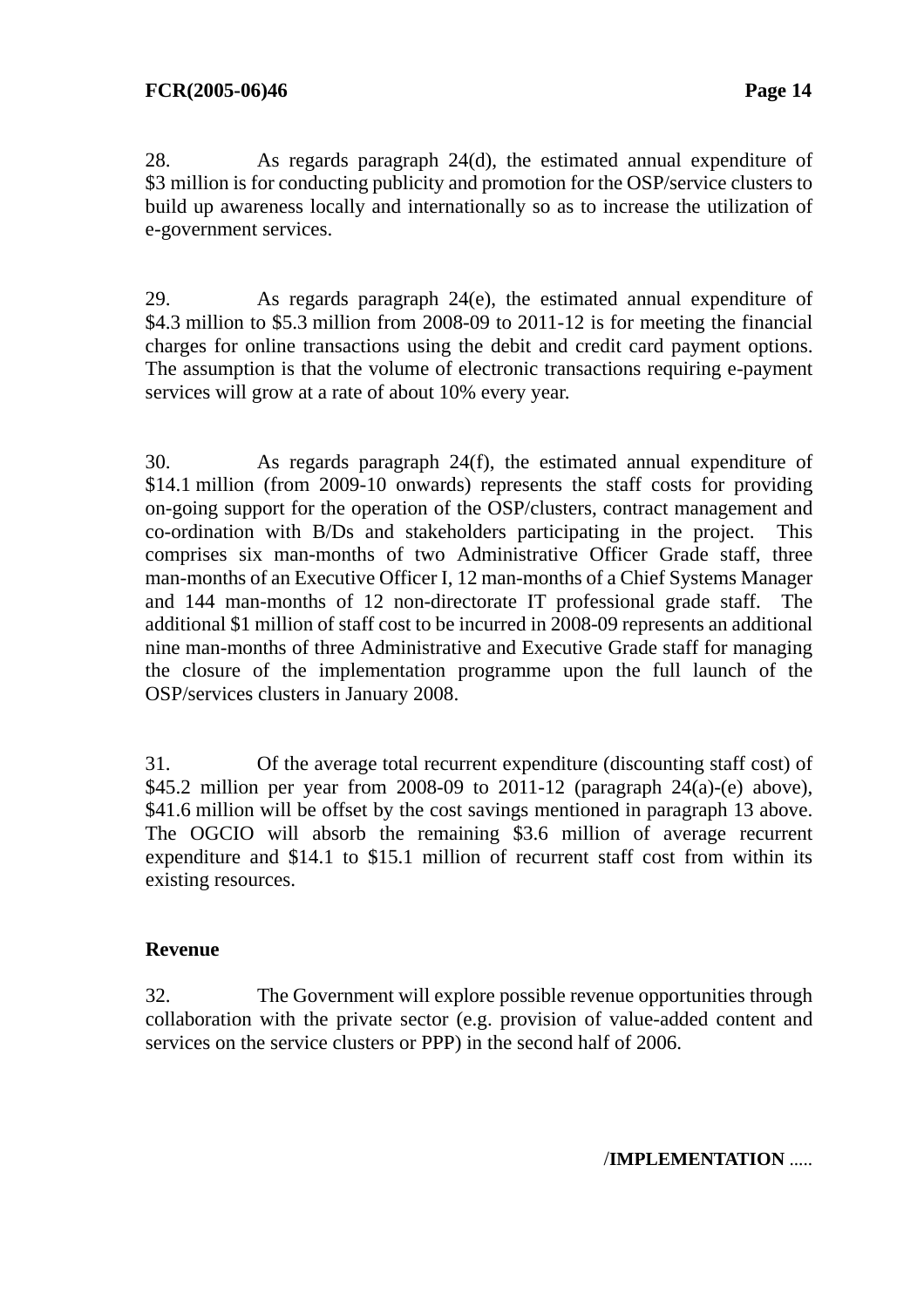28. As regards paragraph 24(d), the estimated annual expenditure of $3 million is for conducting publicity and promotion for the OSP/service clusters to build up awareness locally and internationally so as to increase the utilization of e-government services.

29. As regards paragraph 24(e), the estimated annual expenditure of $4.3 million to $5.3 million from 2008-09 to 2011-12 is for meeting the financial charges for online transactions using the debit and credit card payment options. The assumption is that the volume of electronic transactions requiring e-payment services will grow at a rate of about 10% every year.

30. As regards paragraph 24(f), the estimated annual expenditure of $14.1 million (from 2009-10 onwards) represents the staff costs for providing on-going support for the operation of the OSP/clusters, contract management and co-ordination with B/Ds and stakeholders participating in the project. This comprises six man-months of two Administrative Officer Grade staff, three man-months of an Executive Officer I, 12 man-months of a Chief Systems Manager and 144 man-months of 12 non-directorate IT professional grade staff. The additional $1 million of staff cost to be incurred in 2008-09 represents an additional nine man-months of three Administrative and Executive Grade staff for managing the closure of the implementation programme upon the full launch of the OSP/services clusters in January 2008.

31. Of the average total recurrent expenditure (discounting staff cost) of $45.2 million per year from 2008-09 to 2011-12 (paragraph 24(a)-(e) above), $41.6 million will be offset by the cost savings mentioned in paragraph 13 above. The OGCIO will absorb the remaining $3.6 million of average recurrent expenditure and $14.1 to $15.1 million of recurrent staff cost from within its existing resources.

**Revenue**

32. The Government will explore possible revenue opportunities through collaboration with the private sector (e.g. provision of value-added content and services on the service clusters or PPP) in the second half of 2006.

/**IMPLEMENTATION** .....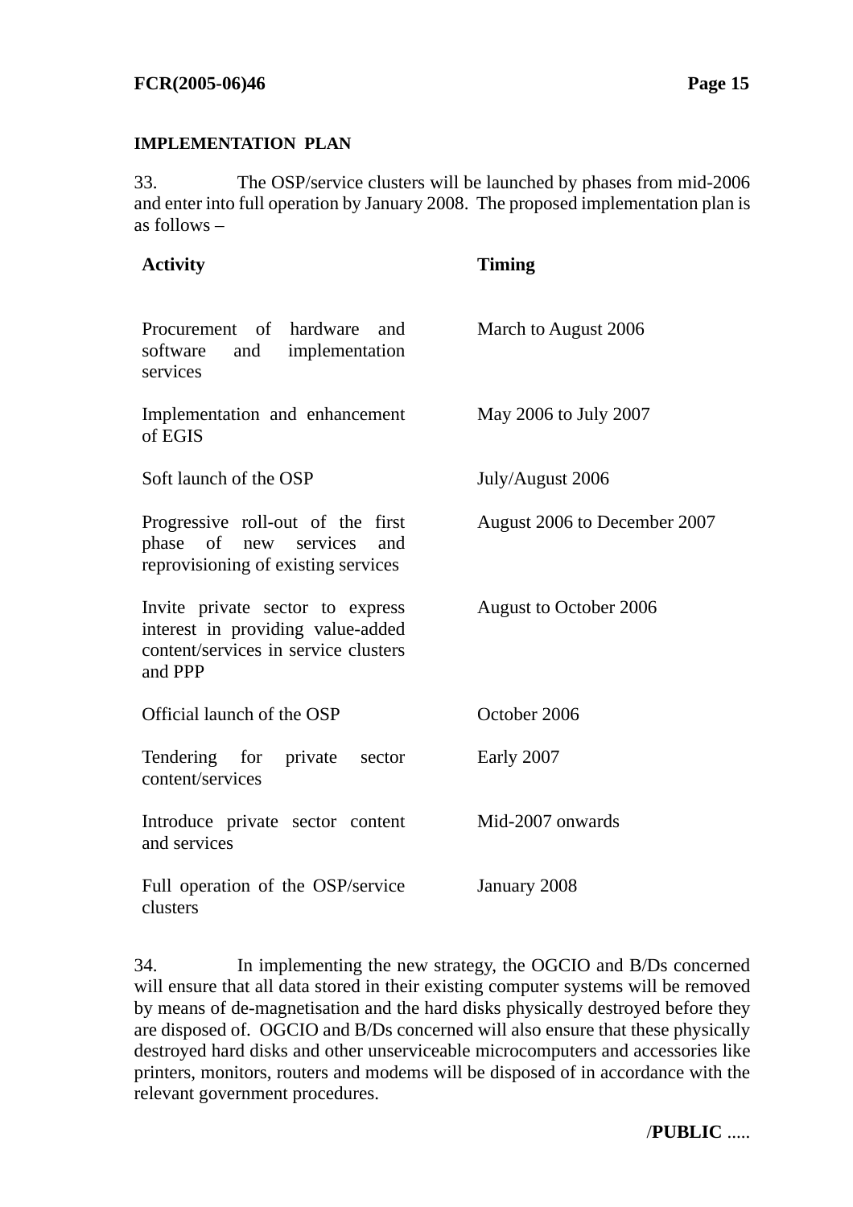## IMPLEMENTATION PLAN

33. The OSP/service clusters will be launched by phases from mid-2006 and enter into full operation by January 2008. The proposed implementation plan is as follows –

| Activity | Timing |
|---|---|
| Procurement of hardware and software and implementation services | March to August 2006 |
| Implementation and enhancement of EGIS | May 2006 to July 2007 |
| Soft launch of the OSP | July/August 2006 |
| Progressive roll-out of the first phase of new services and reprovisioning of existing services | August 2006 to December 2007 |
| Invite private sector to express interest in providing value-added content/services in service clusters and PPP | August to October 2006 |
| Official launch of the OSP | October 2006 |
| Tendering for private sector content/services | Early 2007 |
| Introduce private sector content and services | Mid-2007 onwards |
| Full operation of the OSP/service clusters | January 2008 |

34. In implementing the new strategy, the OGCIO and B/Ds concerned will ensure that all data stored in their existing computer systems will be removed by means of de-magnetisation and the hard disks physically destroyed before they are disposed of. OGCIO and B/Ds concerned will also ensure that these physically destroyed hard disks and other unserviceable microcomputers and accessories like printers, monitors, routers and modems will be disposed of in accordance with the relevant government procedures.

/**PUBLIC** .....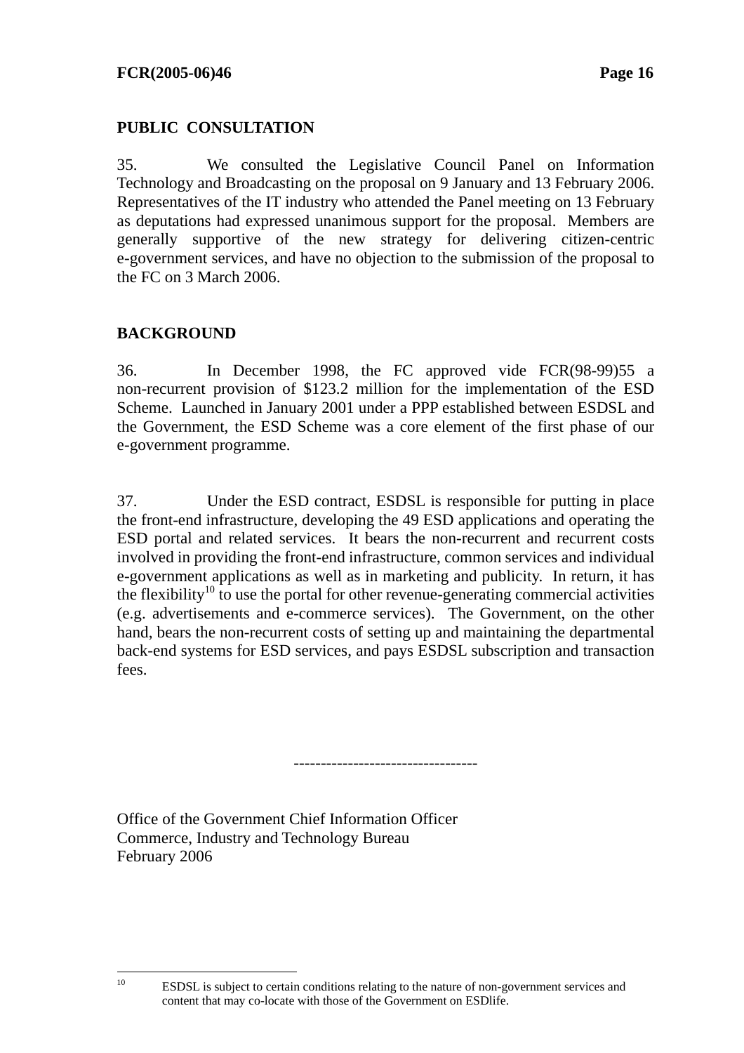## PUBLIC CONSULTATION

35. We consulted the Legislative Council Panel on Information Technology and Broadcasting on the proposal on 9 January and 13 February 2006. Representatives of the IT industry who attended the Panel meeting on 13 February as deputations had expressed unanimous support for the proposal. Members are generally supportive of the new strategy for delivering citizen-centric e-government services, and have no objection to the submission of the proposal to the FC on 3 March 2006.

## BACKGROUND

36. In December 1998, the FC approved vide FCR(98-99)55 a non-recurrent provision of $123.2 million for the implementation of the ESD Scheme. Launched in January 2001 under a PPP established between ESDSL and the Government, the ESD Scheme was a core element of the first phase of our e-government programme.

37. Under the ESD contract, ESDSL is responsible for putting in place the front-end infrastructure, developing the 49 ESD applications and operating the ESD portal and related services. It bears the non-recurrent and recurrent costs involved in providing the front-end infrastructure, common services and individual e-government applications as well as in marketing and publicity. In return, it has the flexibility[10] to use the portal for other revenue-generating commercial activities (e.g. advertisements and e-commerce services). The Government, on the other hand, bears the non-recurrent costs of setting up and maintaining the departmental back-end systems for ESD services, and pays ESDSL subscription and transaction fees.

---------------------------------

Office of the Government Chief Information Officer
Commerce, Industry and Technology Bureau
February 2006

---

[10] ESDSL is subject to certain conditions relating to the nature of non-government services and content that may co-locate with those of the Government on ESDlife.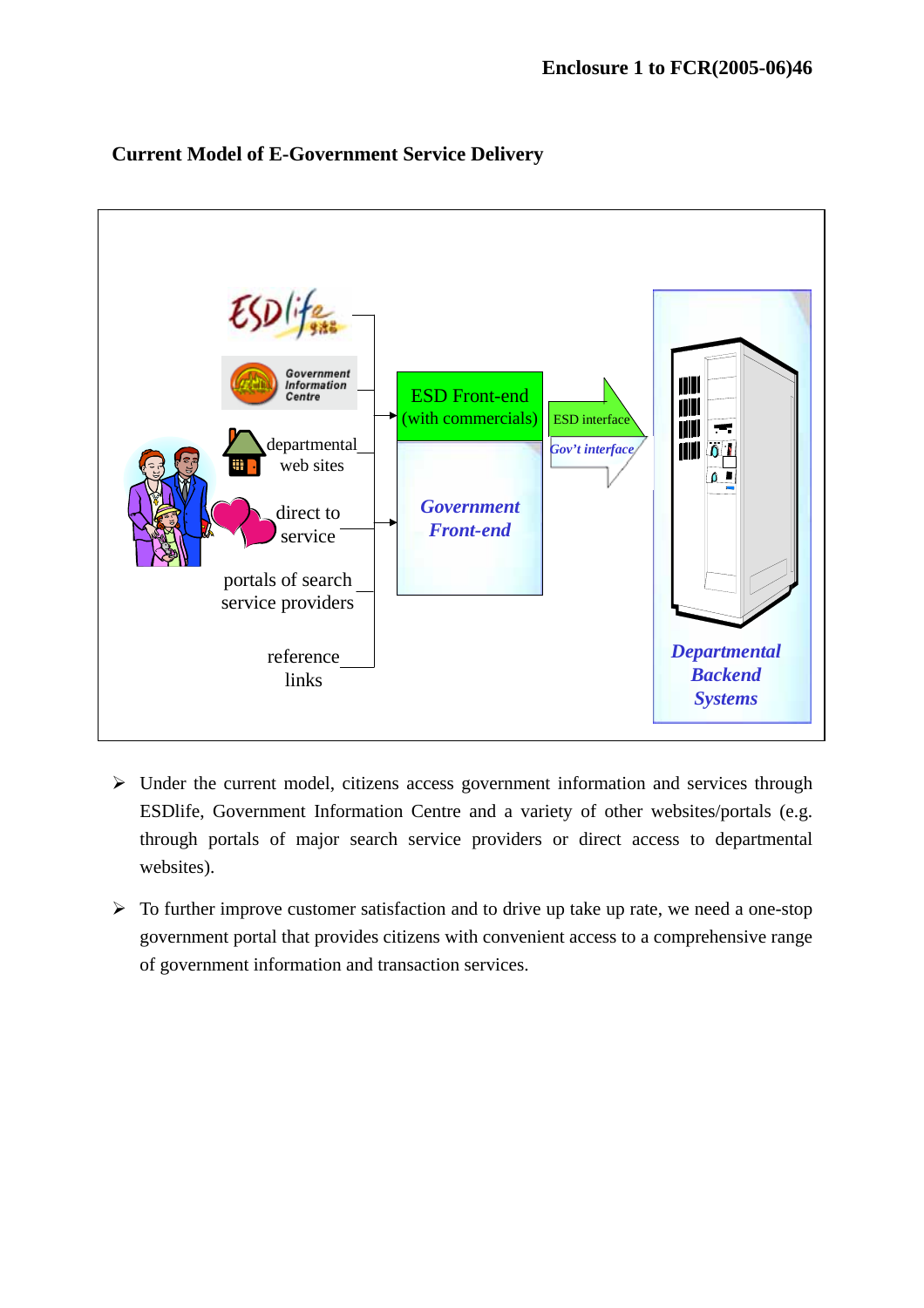Enclosure 1 to FCR(2005-06)46

**Current Model of E-Government Service Delivery**

ESDlife
Government Information Centre
departmental web sites
direct to service
portals of search service providers
reference links

ESD Front-end (with commercials)
*Government Front-end*
ESD interface
*Gov't interface*
*Departmental Backend Systems*

- Under the current model, citizens access government information and services through ESDlife, Government Information Centre and a variety of other websites/portals (e.g. through portals of major search service providers or direct access to departmental websites).
- To further improve customer satisfaction and to drive up take up rate, we need a one-stop government portal that provides citizens with convenient access to a comprehensive range of government information and transaction services.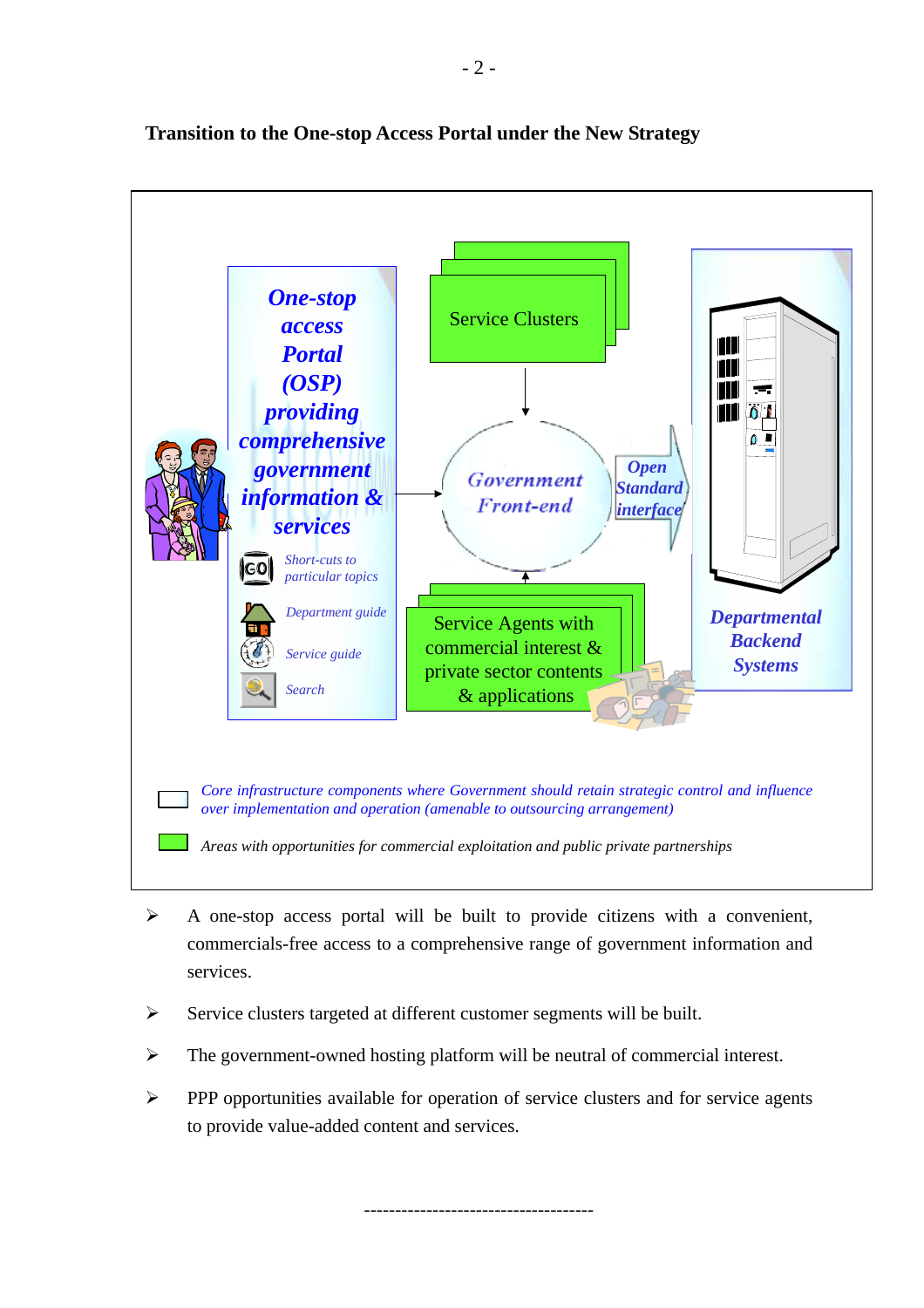**Transition to the One-stop Access Portal under the New Strategy**

*One-stop access Portal (OSP) providing comprehensive government information & services*

*Short-cuts to particular topics*

*Department guide*

*Service guide*

*Search*

Service Clusters

*Government Front-end*

*Open Standard interface*

*Departmental Backend Systems*

Service Agents with commercial interest & private sector contents & applications

*Core infrastructure components where Government should retain strategic control and influence over implementation and operation (amenable to outsourcing arrangement)*

*Areas with opportunities for commercial exploitation and public private partnerships*

- A one-stop access portal will be built to provide citizens with a convenient, commercials-free access to a comprehensive range of government information and services.
- Service clusters targeted at different customer segments will be built.
- The government-owned hosting platform will be neutral of commercial interest.
- PPP opportunities available for operation of service clusters and for service agents to provide value-added content and services.

------------------------------------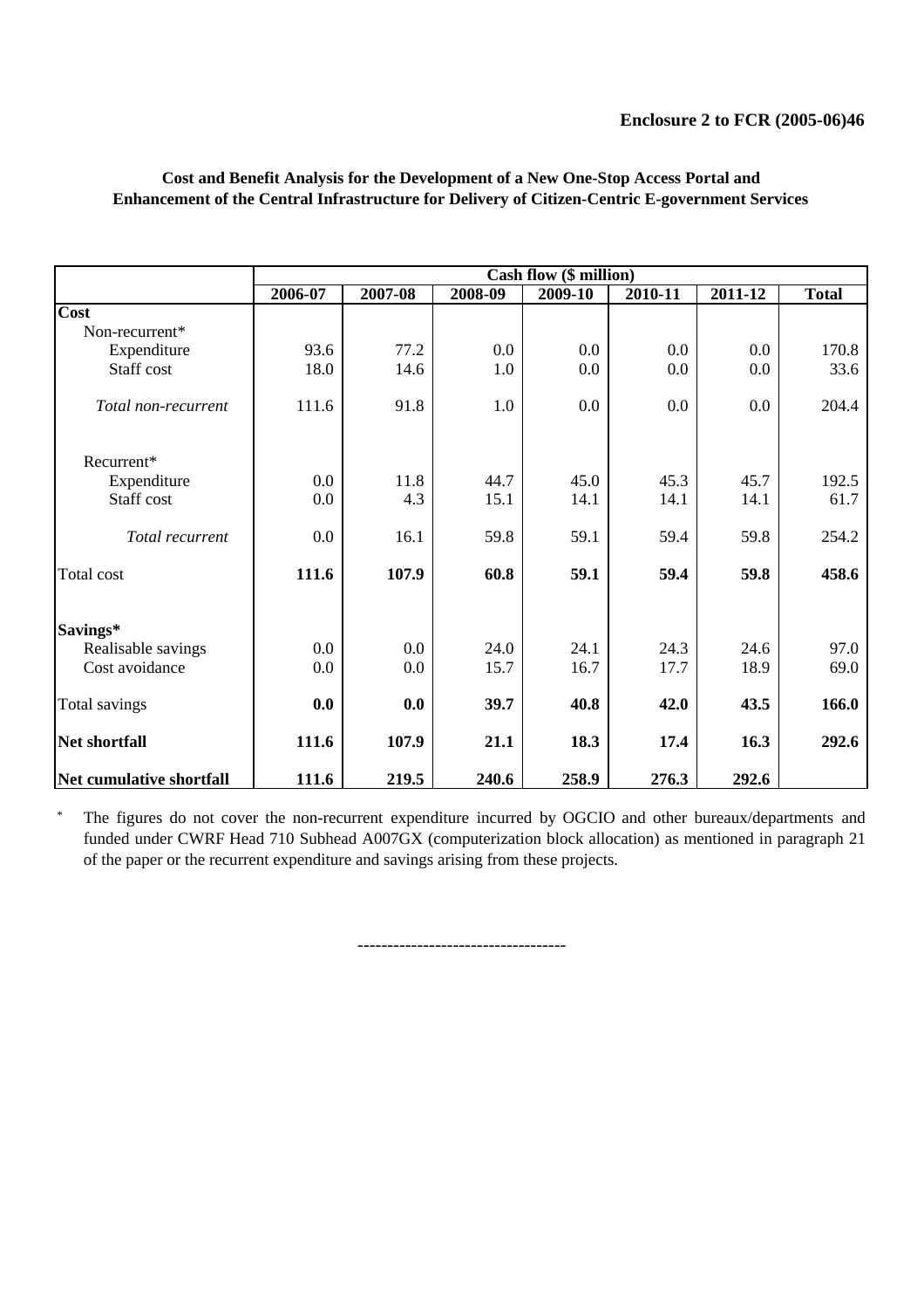**Enclosure 2 to FCR (2005-06)46**

**Cost and Benefit Analysis for the Development of a New One-Stop Access Portal and Enhancement of the Central Infrastructure for Delivery of Citizen-Centric E-government Services**

| | Cash flow ($ million) | | | | | | |
|---|---|---|---|---|---|---|---|
| | **2006-07** | **2007-08** | **2008-09** | **2009-10** | **2010-11** | **2011-12** | **Total** |
| **Cost** | | | | | | | |
| Non-recurrent* | | | | | | | |
| Expenditure | 93.6 | 77.2 | 0.0 | 0.0 | 0.0 | 0.0 | 170.8 |
| Staff cost | 18.0 | 14.6 | 1.0 | 0.0 | 0.0 | 0.0 | 33.6 |
| *Total non-recurrent* | 111.6 | 91.8 | 1.0 | 0.0 | 0.0 | 0.0 | 204.4 |
| Recurrent* | | | | | | | |
| Expenditure | 0.0 | 11.8 | 44.7 | 45.0 | 45.3 | 45.7 | 192.5 |
| Staff cost | 0.0 | 4.3 | 15.1 | 14.1 | 14.1 | 14.1 | 61.7 |
| *Total recurrent* | 0.0 | 16.1 | 59.8 | 59.1 | 59.4 | 59.8 | 254.2 |
| Total cost | **111.6** | **107.9** | **60.8** | **59.1** | **59.4** | **59.8** | **458.6** |
| **Savings*** | | | | | | | |
| Realisable savings | 0.0 | 0.0 | 24.0 | 24.1 | 24.3 | 24.6 | 97.0 |
| Cost avoidance | 0.0 | 0.0 | 15.7 | 16.7 | 17.7 | 18.9 | 69.0 |
| Total savings | **0.0** | **0.0** | **39.7** | **40.8** | **42.0** | **43.5** | **166.0** |
| **Net shortfall** | **111.6** | **107.9** | **21.1** | **18.3** | **17.4** | **16.3** | **292.6** |
| **Net cumulative shortfall** | **111.6** | **219.5** | **240.6** | **258.9** | **276.3** | **292.6** | |

* The figures do not cover the non-recurrent expenditure incurred by OGCIO and other bureaux/departments and funded under CWRF Head 710 Subhead A007GX (computerization block allocation) as mentioned in paragraph 21 of the paper or the recurrent expenditure and savings arising from these projects.

----------------------------------